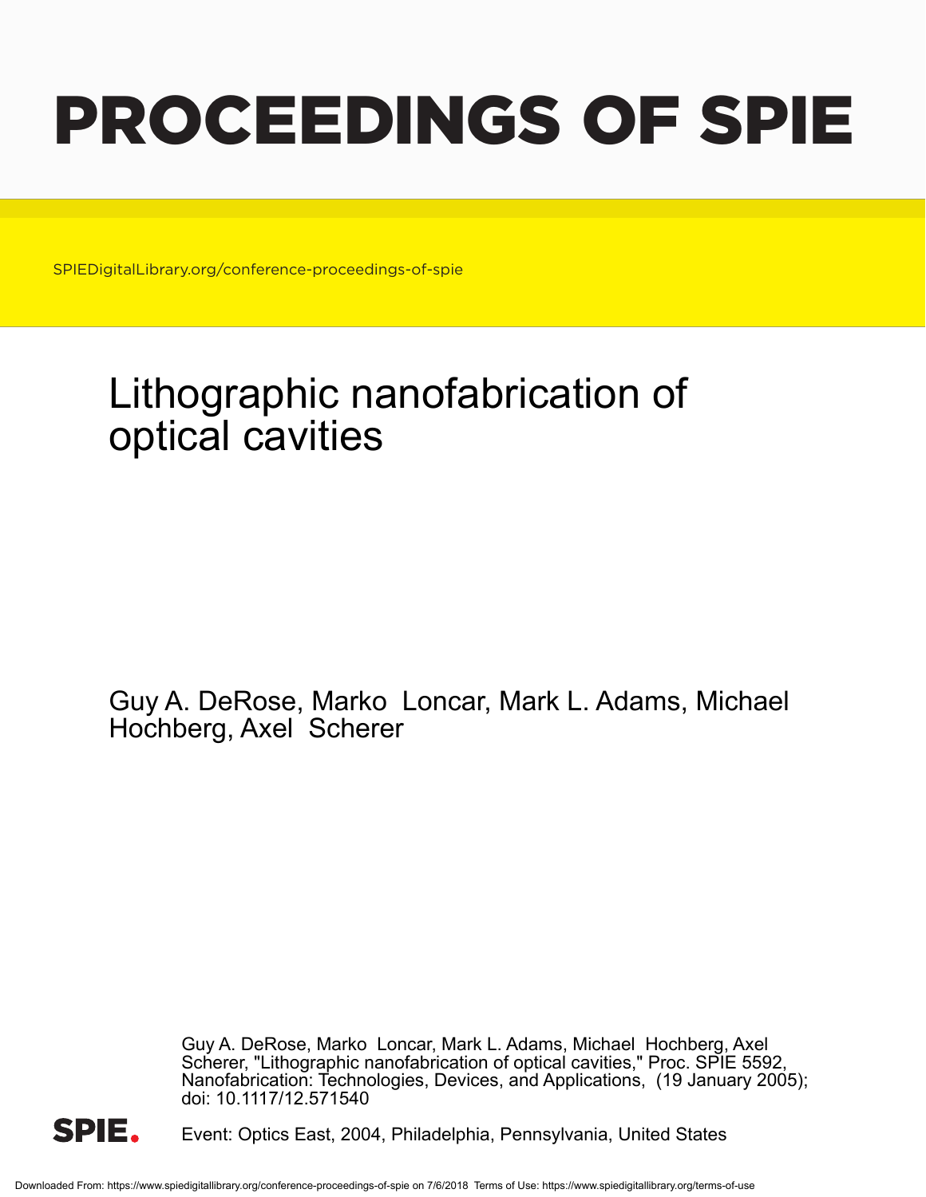# PROCEEDINGS OF SPIE

SPIEDigitalLibrary.org/conference-proceedings-of-spie

# Lithographic nanofabrication of optical cavities

Guy A. DeRose, Marko Loncar, Mark L. Adams, Michael Hochberg, Axel Scherer

Guy A. DeRose, Marko Loncar, Mark L. Adams, Michael Hochberg, Axel Scherer, "Lithographic nanofabrication of optical cavities," Proc. SPIE 5592, Nanofabrication: Technologies, Devices, and Applications, (19 January 2005); doi: 10.1117/12.571540

Event: Optics East, 2004, Philadelphia, Pennsylvania, United States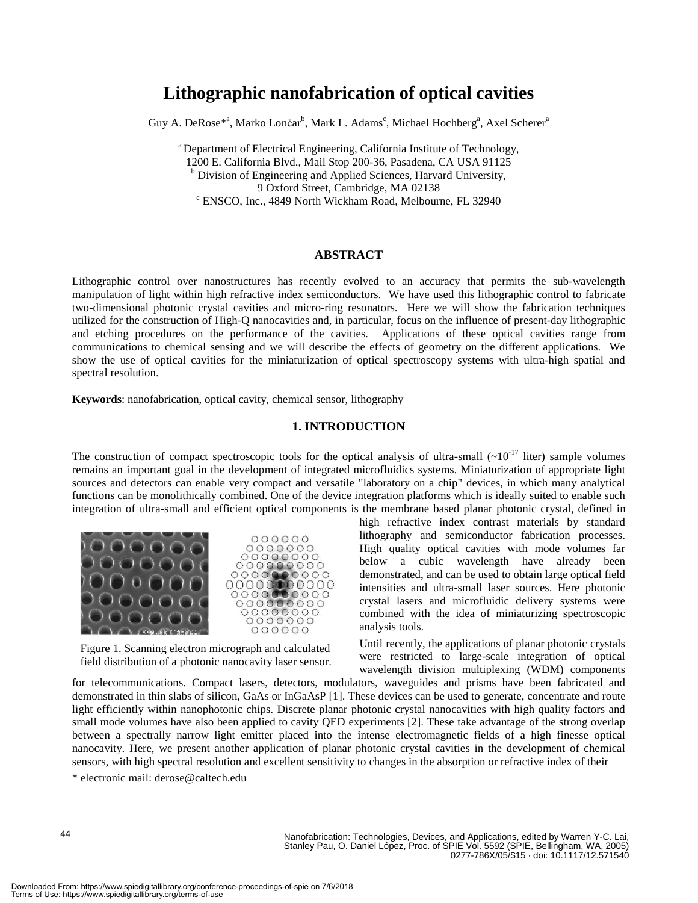# Lithographic nanofabrication of optical cavities

Guy A. DeRose*[a], Marko Lončar[b], Mark L. Adams[c], Michael Hochberg[a], Axel Scherer[a]

[a] Department of Electrical Engineering, California Institute of Technology, 1200 E. California Blvd., Mail Stop 200-36, Pasadena, CA USA 91125
[b] Division of Engineering and Applied Sciences, Harvard University, 9 Oxford Street, Cambridge, MA 02138
[c] ENSCO, Inc., 4849 North Wickham Road, Melbourne, FL 32940

## ABSTRACT

Lithographic control over nanostructures has recently evolved to an accuracy that permits the sub-wavelength manipulation of light within high refractive index semiconductors. We have used this lithographic control to fabricate two-dimensional photonic crystal cavities and micro-ring resonators. Here we will show the fabrication techniques utilized for the construction of High-Q nanocavities and, in particular, focus on the influence of present-day lithographic and etching procedures on the performance of the cavities. Applications of these optical cavities range from communications to chemical sensing and we will describe the effects of geometry on the different applications. We show the use of optical cavities for the miniaturization of optical spectroscopy systems with ultra-high spatial and spectral resolution.

**Keywords**: nanofabrication, optical cavity, chemical sensor, lithography

## 1. INTRODUCTION

The construction of compact spectroscopic tools for the optical analysis of ultra-small ($\sim 10^{-17}$ liter) sample volumes remains an important goal in the development of integrated microfluidics systems. Miniaturization of appropriate light sources and detectors can enable very compact and versatile "laboratory on a chip" devices, in which many analytical functions can be monolithically combined. One of the device integration platforms which is ideally suited to enable such integration of ultra-small and efficient optical components is the membrane based planar photonic crystal, defined in high refractive index contrast materials by standard lithography and semiconductor fabrication processes. High quality optical cavities with mode volumes far below a cubic wavelength have already been demonstrated, and can be used to obtain large optical field intensities and ultra-small laser sources. Here photonic crystal lasers and microfluidic delivery systems were combined with the idea of miniaturizing spectroscopic analysis tools.

Figure 1. Scanning electron micrograph and calculated field distribution of a photonic nanocavity laser sensor.

Until recently, the applications of planar photonic crystals were restricted to large-scale integration of optical wavelength division multiplexing (WDM) components for telecommunications. Compact lasers, detectors, modulators, waveguides and prisms have been fabricated and demonstrated in thin slabs of silicon, GaAs or InGaAsP [1]. These devices can be used to generate, concentrate and route light efficiently within nanophotonic chips. Discrete planar photonic crystal nanocavities with high quality factors and small mode volumes have also been applied to cavity QED experiments [2]. These take advantage of the strong overlap between a spectrally narrow light emitter placed into the intense electromagnetic fields of a high finesse optical nanocavity. Here, we present another application of planar photonic crystal cavities in the development of chemical sensors, with high spectral resolution and excellent sensitivity to changes in the absorption or refractive index of their

\* electronic mail: derose@caltech.edu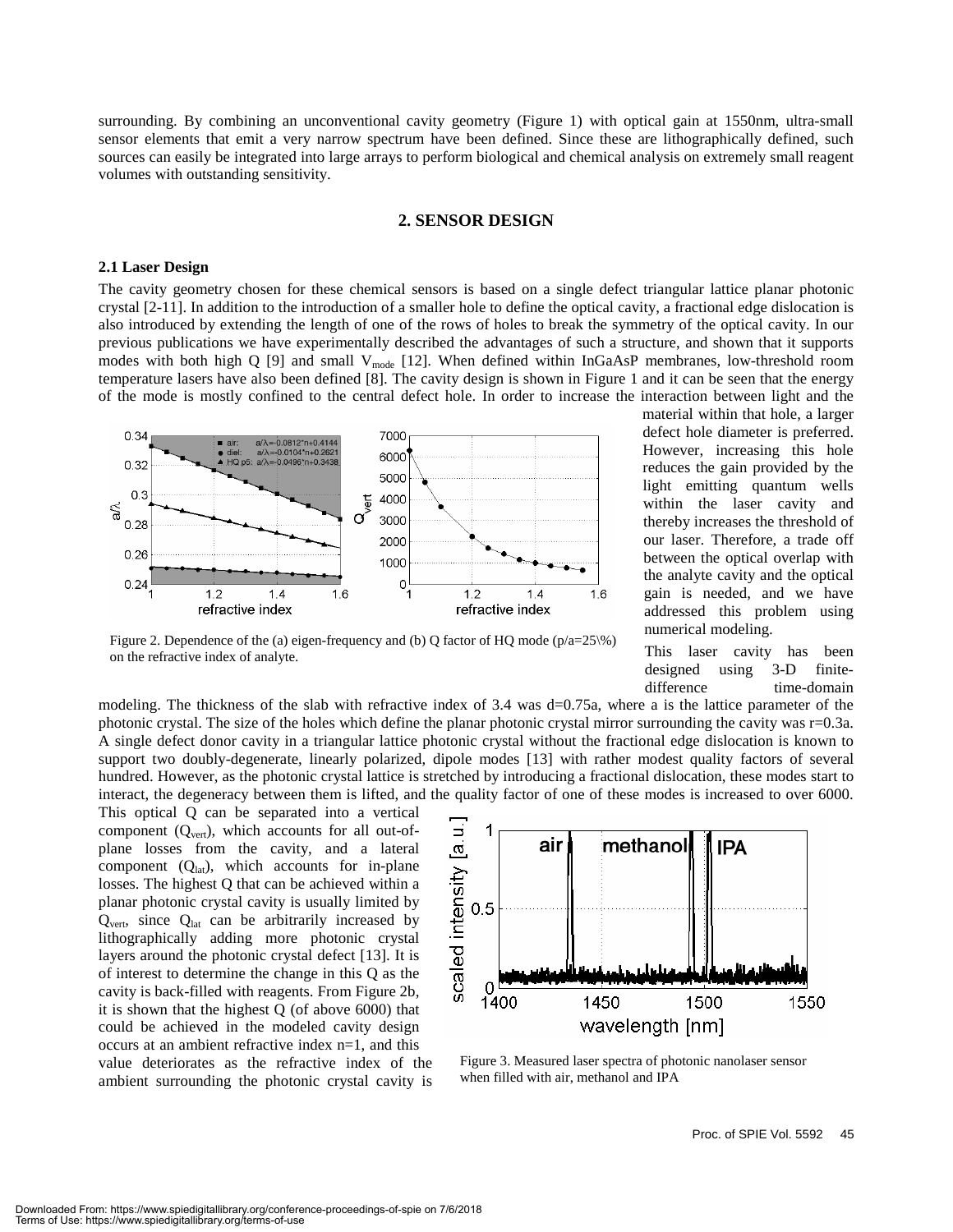surrounding. By combining an unconventional cavity geometry (Figure 1) with optical gain at 1550nm, ultra-small sensor elements that emit a very narrow spectrum have been defined. Since these are lithographically defined, such sources can easily be integrated into large arrays to perform biological and chemical analysis on extremely small reagent volumes with outstanding sensitivity.

## 2. SENSOR DESIGN

### 2.1 Laser Design

The cavity geometry chosen for these chemical sensors is based on a single defect triangular lattice planar photonic crystal [2-11]. In addition to the introduction of a smaller hole to define the optical cavity, a fractional edge dislocation is also introduced by extending the length of one of the rows of holes to break the symmetry of the optical cavity. In our previous publications we have experimentally described the advantages of such a structure, and shown that it supports modes with both high Q [9] and small $V_{mode}$ [12]. When defined within InGaAsP membranes, low-threshold room temperature lasers have also been defined [8]. The cavity design is shown in Figure 1 and it can be seen that the energy of the mode is mostly confined to the central defect hole. In order to increase the interaction between light and the material within that hole, a larger defect hole diameter is preferred. However, increasing this hole reduces the gain provided by the light emitting quantum wells within the laser cavity and thereby increases the threshold of our laser. Therefore, a trade off between the optical overlap with the analyte cavity and the optical gain is needed, and we have addressed this problem using numerical modeling.

Figure 2. Dependence of the (a) eigen-frequency and (b) Q factor of HQ mode (p/a=25\%) on the refractive index of analyte.

This laser cavity has been designed using 3-D finite-difference time-domain modeling. The thickness of the slab with refractive index of 3.4 was d=0.75a, where a is the lattice parameter of the photonic crystal. The size of the holes which define the planar photonic crystal mirror surrounding the cavity was r=0.3a. A single defect donor cavity in a triangular lattice photonic crystal without the fractional edge dislocation is known to support two doubly-degenerate, linearly polarized, dipole modes [13] with rather modest quality factors of several hundred. However, as the photonic crystal lattice is stretched by introducing a fractional dislocation, these modes start to interact, the degeneracy between them is lifted, and the quality factor of one of these modes is increased to over 6000. This optical Q can be separated into a vertical component ($Q_{vert}$), which accounts for all out-of-plane losses from the cavity, and a lateral component ($Q_{lat}$), which accounts for in-plane losses. The highest Q that can be achieved within a planar photonic crystal cavity is usually limited by $Q_{vert}$, since $Q_{lat}$ can be arbitrarily increased by lithographically adding more photonic crystal layers around the photonic crystal defect [13]. It is of interest to determine the change in this Q as the cavity is back-filled with reagents. From Figure 2b, it is shown that the highest Q (of above 6000) that could be achieved in the modeled cavity design occurs at an ambient refractive index n=1, and this value deteriorates as the refractive index of the ambient surrounding the photonic crystal cavity is

Figure 3. Measured laser spectra of photonic nanolaser sensor when filled with air, methanol and IPA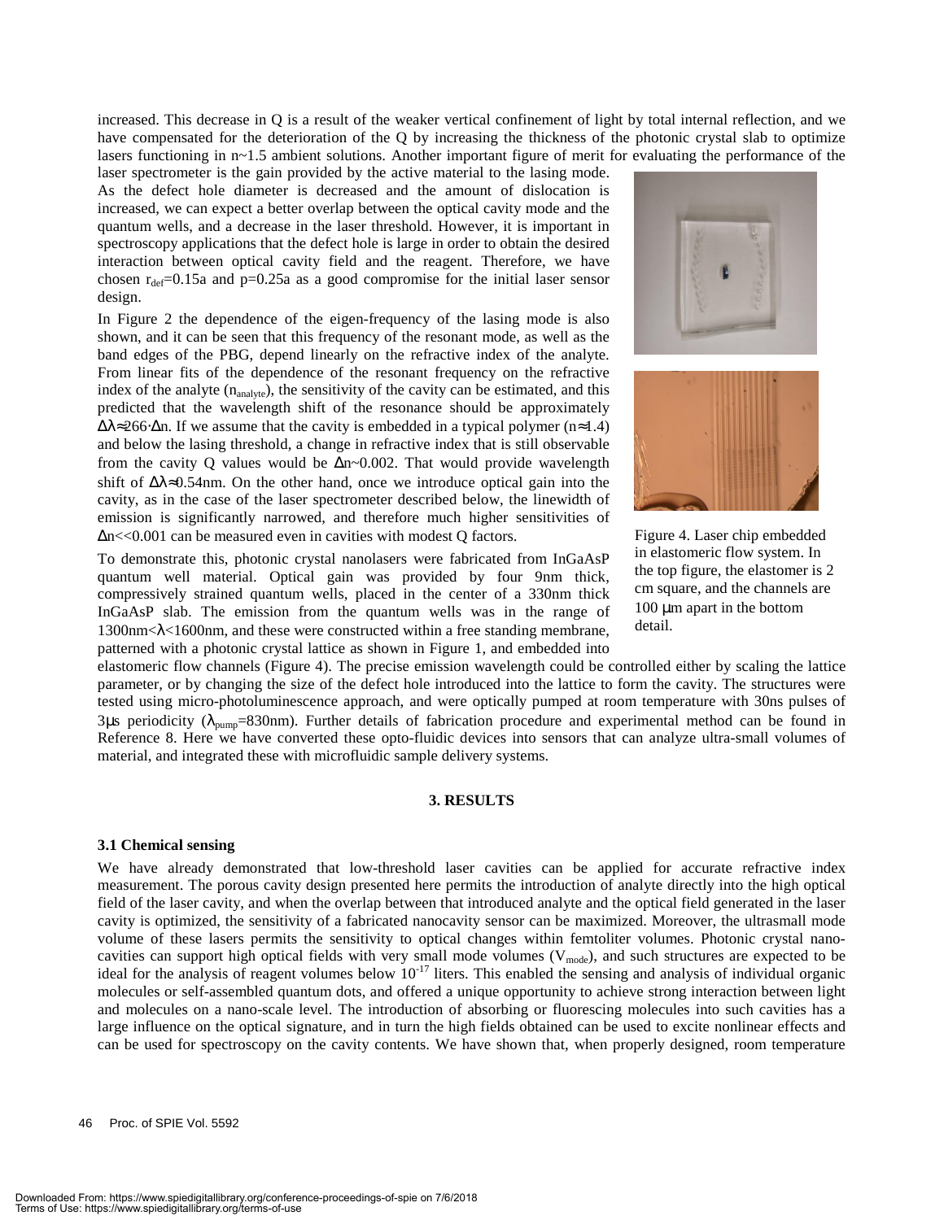increased. This decrease in Q is a result of the weaker vertical confinement of light by total internal reflection, and we have compensated for the deterioration of the Q by increasing the thickness of the photonic crystal slab to optimize lasers functioning in n~1.5 ambient solutions. Another important figure of merit for evaluating the performance of the laser spectrometer is the gain provided by the active material to the lasing mode. As the defect hole diameter is decreased and the amount of dislocation is increased, we can expect a better overlap between the optical cavity mode and the quantum wells, and a decrease in the laser threshold. However, it is important in spectroscopy applications that the defect hole is large in order to obtain the desired interaction between optical cavity field and the reagent. Therefore, we have chosen $r_{def}$=0.15a and p=0.25a as a good compromise for the initial laser sensor design.

In Figure 2 the dependence of the eigen-frequency of the lasing mode is also shown, and it can be seen that this frequency of the resonant mode, as well as the band edges of the PBG, depend linearly on the refractive index of the analyte. From linear fits of the dependence of the resonant frequency on the refractive index of the analyte ($n_{analyte}$), the sensitivity of the cavity can be estimated, and this predicted that the wavelength shift of the resonance should be approximately $\Delta\lambda \approx 266 \cdot \Delta n$. If we assume that the cavity is embedded in a typical polymer ($n \approx 1.4$) and below the lasing threshold, a change in refractive index that is still observable from the cavity Q values would be $\Delta n$~0.002. That would provide wavelength shift of $\Delta\lambda \approx 0.54$nm. On the other hand, once we introduce optical gain into the cavity, as in the case of the laser spectrometer described below, the linewidth of emission is significantly narrowed, and therefore much higher sensitivities of $\Delta n << 0.001$ can be measured even in cavities with modest Q factors.

To demonstrate this, photonic crystal nanolasers were fabricated from InGaAsP quantum well material. Optical gain was provided by four 9nm thick, compressively strained quantum wells, placed in the center of a 330nm thick InGaAsP slab. The emission from the quantum wells was in the range of 1300nm<$\lambda$<1600nm, and these were constructed within a free standing membrane, patterned with a photonic crystal lattice as shown in Figure 1, and embedded into elastomeric flow channels (Figure 4). The precise emission wavelength could be controlled either by scaling the lattice parameter, or by changing the size of the defect hole introduced into the lattice to form the cavity. The structures were tested using micro-photoluminescence approach, and were optically pumped at room temperature with 30ns pulses of 3μs periodicity ($\lambda_{pump}$=830nm). Further details of fabrication procedure and experimental method can be found in Reference 8. Here we have converted these opto-fluidic devices into sensors that can analyze ultra-small volumes of material, and integrated these with microfluidic sample delivery systems.

Figure 4. Laser chip embedded in elastomeric flow system. In the top figure, the elastomer is 2 cm square, and the channels are 100 μm apart in the bottom detail.

## 3. RESULTS

### 3.1 Chemical sensing

We have already demonstrated that low-threshold laser cavities can be applied for accurate refractive index measurement. The porous cavity design presented here permits the introduction of analyte directly into the high optical field of the laser cavity, and when the overlap between that introduced analyte and the optical field generated in the laser cavity is optimized, the sensitivity of a fabricated nanocavity sensor can be maximized. Moreover, the ultrasmall mode volume of these lasers permits the sensitivity to optical changes within femtoliter volumes. Photonic crystal nanocavities can support high optical fields with very small mode volumes ($V_{mode}$), and such structures are expected to be ideal for the analysis of reagent volumes below $10^{-17}$ liters. This enabled the sensing and analysis of individual organic molecules or self-assembled quantum dots, and offered a unique opportunity to achieve strong interaction between light and molecules on a nano-scale level. The introduction of absorbing or fluorescing molecules into such cavities has a large influence on the optical signature, and in turn the high fields obtained can be used to excite nonlinear effects and can be used for spectroscopy on the cavity contents. We have shown that, when properly designed, room temperature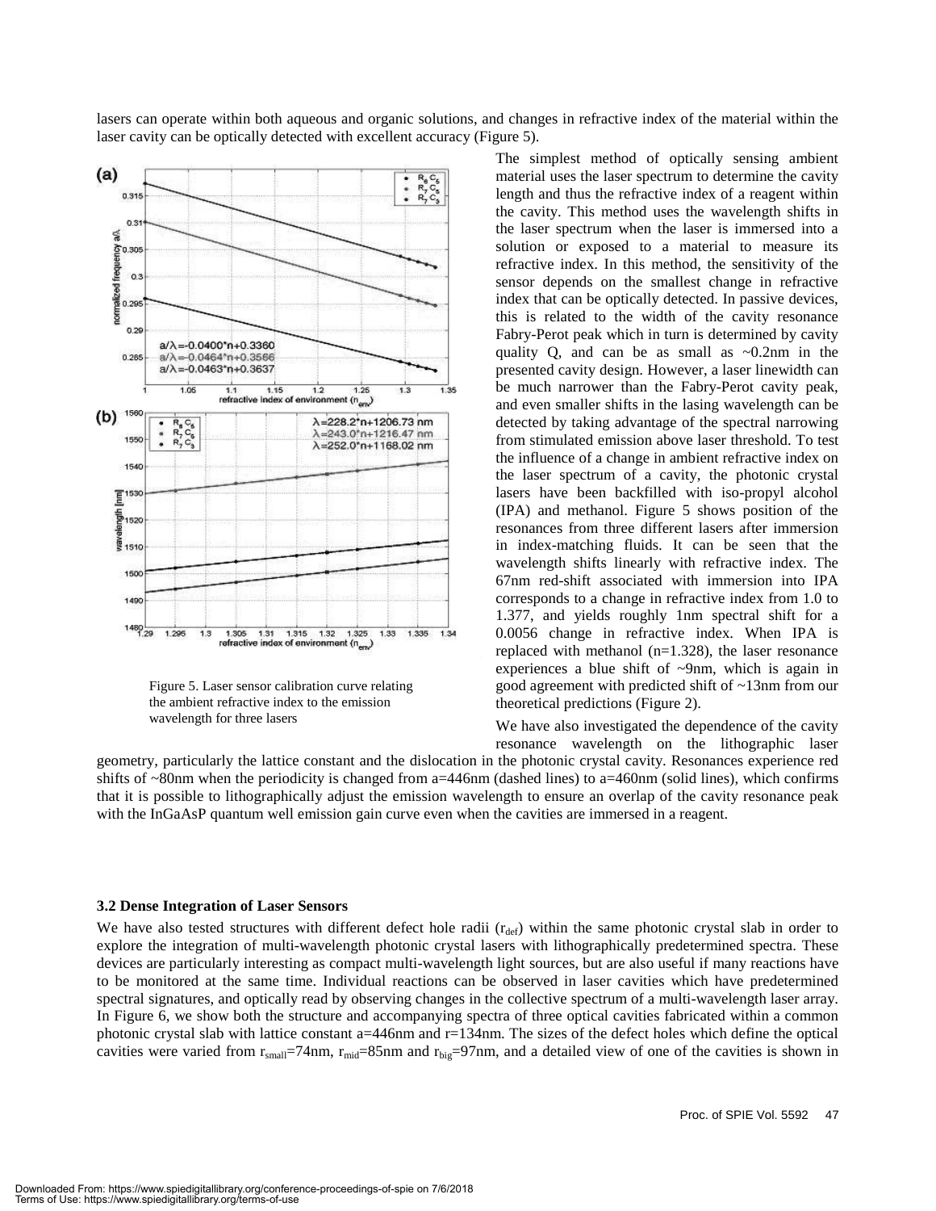lasers can operate within both aqueous and organic solutions, and changes in refractive index of the material within the laser cavity can be optically detected with excellent accuracy (Figure 5).

Figure 5. Laser sensor calibration curve relating the ambient refractive index to the emission wavelength for three lasers

The simplest method of optically sensing ambient material uses the laser spectrum to determine the cavity length and thus the refractive index of a reagent within the cavity. This method uses the wavelength shifts in the laser spectrum when the laser is immersed into a solution or exposed to a material to measure its refractive index. In this method, the sensitivity of the sensor depends on the smallest change in refractive index that can be optically detected. In passive devices, this is related to the width of the cavity resonance Fabry-Perot peak which in turn is determined by cavity quality Q, and can be as small as ~0.2nm in the presented cavity design. However, a laser linewidth can be much narrower than the Fabry-Perot cavity peak, and even smaller shifts in the lasing wavelength can be detected by taking advantage of the spectral narrowing from stimulated emission above laser threshold. To test the influence of a change in ambient refractive index on the laser spectrum of a cavity, the photonic crystal lasers have been backfilled with iso-propyl alcohol (IPA) and methanol. Figure 5 shows position of the resonances from three different lasers after immersion in index-matching fluids. It can be seen that the wavelength shifts linearly with refractive index. The 67nm red-shift associated with immersion into IPA corresponds to a change in refractive index from 1.0 to 1.377, and yields roughly 1nm spectral shift for a 0.0056 change in refractive index. When IPA is replaced with methanol (n=1.328), the laser resonance experiences a blue shift of ~9nm, which is again in good agreement with predicted shift of ~13nm from our theoretical predictions (Figure 2).

We have also investigated the dependence of the cavity resonance wavelength on the lithographic laser geometry, particularly the lattice constant and the dislocation in the photonic crystal cavity. Resonances experience red shifts of ~80nm when the periodicity is changed from a=446nm (dashed lines) to a=460nm (solid lines), which confirms that it is possible to lithographically adjust the emission wavelength to ensure an overlap of the cavity resonance peak with the InGaAsP quantum well emission gain curve even when the cavities are immersed in a reagent.

### 3.2 Dense Integration of Laser Sensors

We have also tested structures with different defect hole radii ($r_{def}$) within the same photonic crystal slab in order to explore the integration of multi-wavelength photonic crystal lasers with lithographically predetermined spectra. These devices are particularly interesting as compact multi-wavelength light sources, but are also useful if many reactions have to be monitored at the same time. Individual reactions can be observed in laser cavities which have predetermined spectral signatures, and optically read by observing changes in the collective spectrum of a multi-wavelength laser array. In Figure 6, we show both the structure and accompanying spectra of three optical cavities fabricated within a common photonic crystal slab with lattice constant a=446nm and r=134nm. The sizes of the defect holes which define the optical cavities were varied from $r_{small}$=74nm, $r_{mid}$=85nm and $r_{big}$=97nm, and a detailed view of one of the cavities is shown in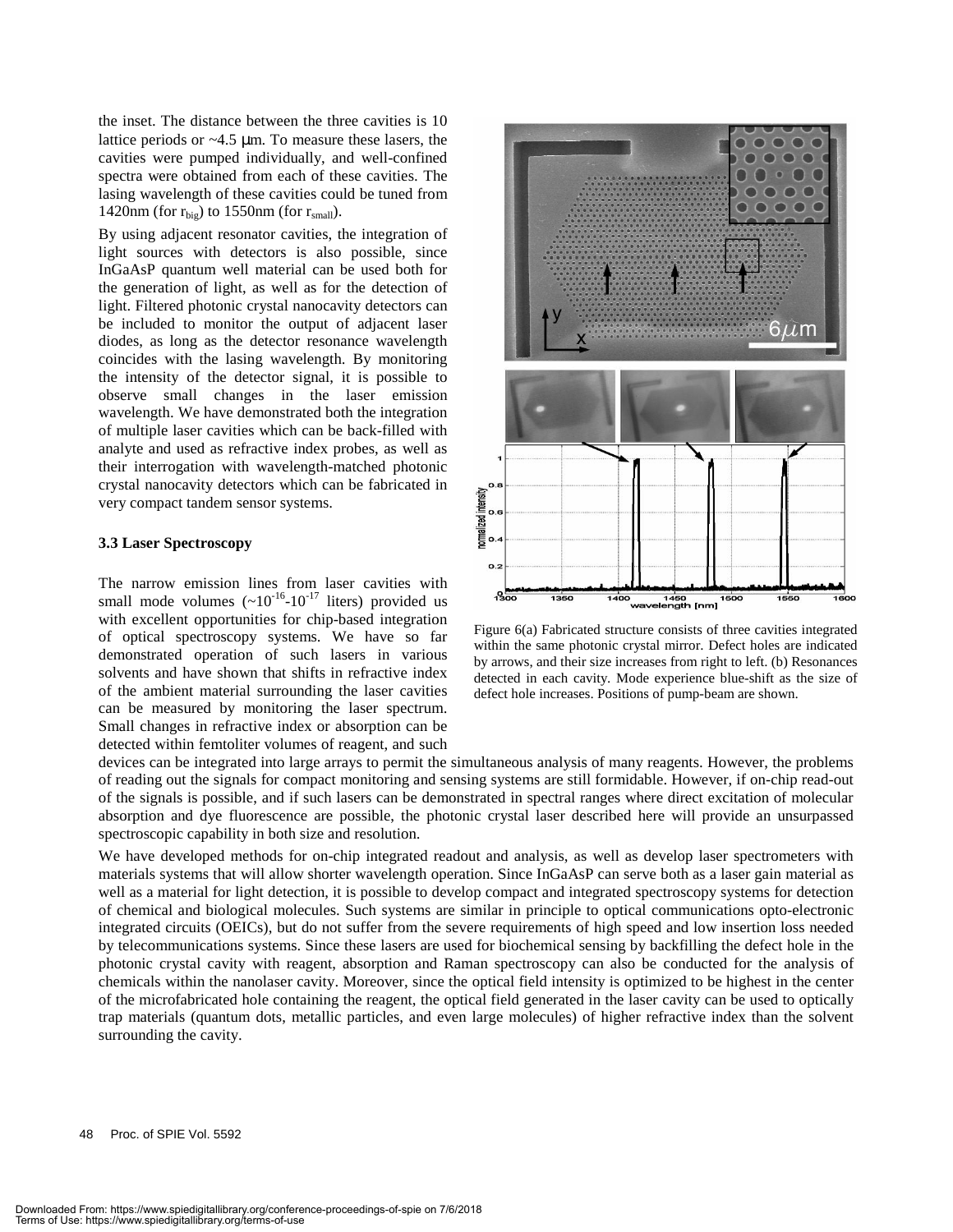the inset. The distance between the three cavities is 10 lattice periods or ~4.5 μm. To measure these lasers, the cavities were pumped individually, and well-confined spectra were obtained from each of these cavities. The lasing wavelength of these cavities could be tuned from 1420nm (for $r_{big}$) to 1550nm (for $r_{small}$).

By using adjacent resonator cavities, the integration of light sources with detectors is also possible, since InGaAsP quantum well material can be used both for the generation of light, as well as for the detection of light. Filtered photonic crystal nanocavity detectors can be included to monitor the output of adjacent laser diodes, as long as the detector resonance wavelength coincides with the lasing wavelength. By monitoring the intensity of the detector signal, it is possible to observe small changes in the laser emission wavelength. We have demonstrated both the integration of multiple laser cavities which can be back-filled with analyte and used as refractive index probes, as well as their interrogation with wavelength-matched photonic crystal nanocavity detectors which can be fabricated in very compact tandem sensor systems.

Figure 6(a) Fabricated structure consists of three cavities integrated within the same photonic crystal mirror. Defect holes are indicated by arrows, and their size increases from right to left. (b) Resonances detected in each cavity. Mode experience blue-shift as the size of defect hole increases. Positions of pump-beam are shown.

### 3.3 Laser Spectroscopy

The narrow emission lines from laser cavities with small mode volumes (~$10^{-16}$-$10^{-17}$ liters) provided us with excellent opportunities for chip-based integration of optical spectroscopy systems. We have so far demonstrated operation of such lasers in various solvents and have shown that shifts in refractive index of the ambient material surrounding the laser cavities can be measured by monitoring the laser spectrum. Small changes in refractive index or absorption can be detected within femtoliter volumes of reagent, and such devices can be integrated into large arrays to permit the simultaneous analysis of many reagents. However, the problems of reading out the signals for compact monitoring and sensing systems are still formidable. However, if on-chip read-out of the signals is possible, and if such lasers can be demonstrated in spectral ranges where direct excitation of molecular absorption and dye fluorescence are possible, the photonic crystal laser described here will provide an unsurpassed spectroscopic capability in both size and resolution.

We have developed methods for on-chip integrated readout and analysis, as well as develop laser spectrometers with materials systems that will allow shorter wavelength operation. Since InGaAsP can serve both as a laser gain material as well as a material for light detection, it is possible to develop compact and integrated spectroscopy systems for detection of chemical and biological molecules. Such systems are similar in principle to optical communications opto-electronic integrated circuits (OEICs), but do not suffer from the severe requirements of high speed and low insertion loss needed by telecommunications systems. Since these lasers are used for biochemical sensing by backfilling the defect hole in the photonic crystal cavity with reagent, absorption and Raman spectroscopy can also be conducted for the analysis of chemicals within the nanolaser cavity. Moreover, since the optical field intensity is optimized to be highest in the center of the microfabricated hole containing the reagent, the optical field generated in the laser cavity can be used to optically trap materials (quantum dots, metallic particles, and even large molecules) of higher refractive index than the solvent surrounding the cavity.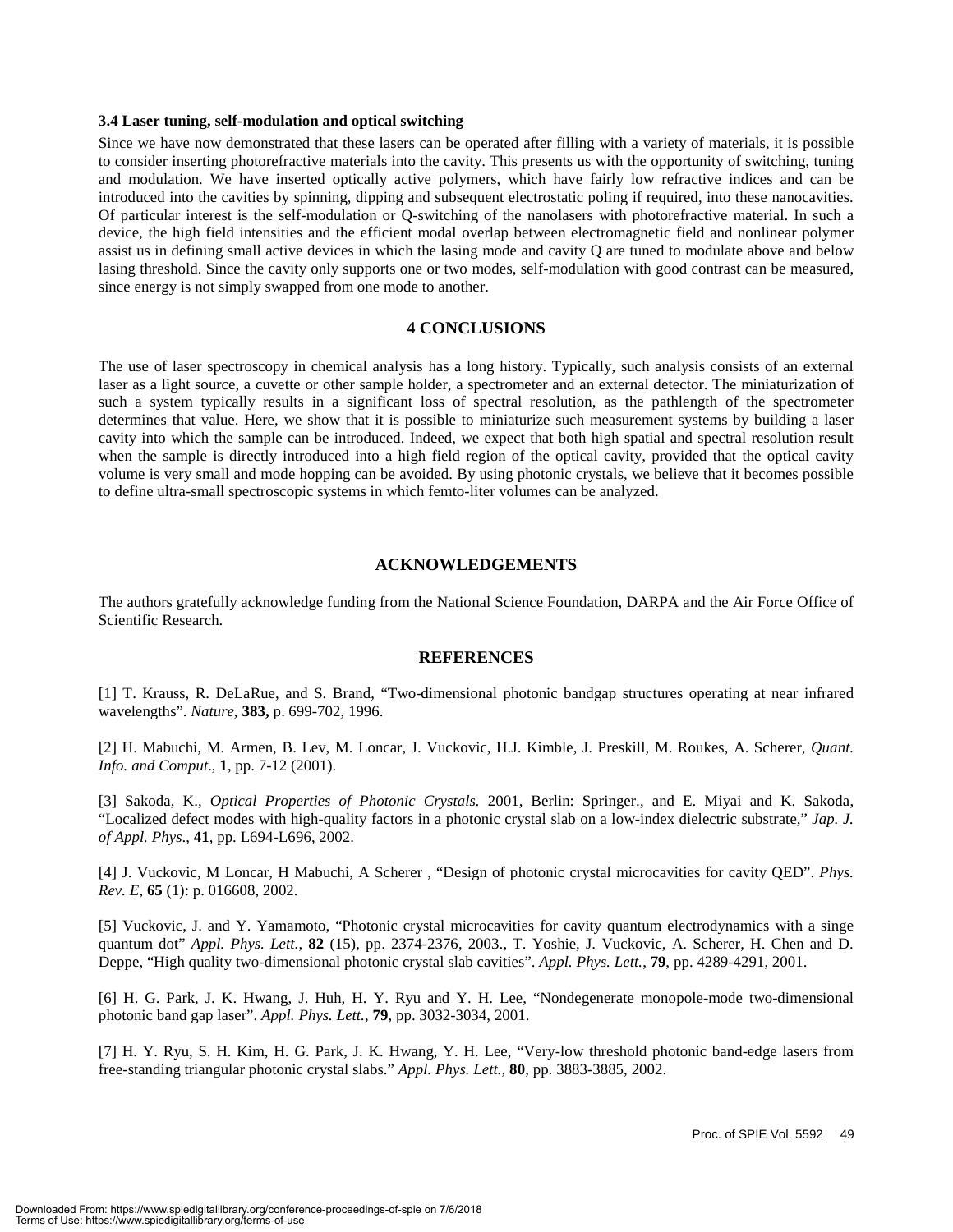### 3.4 Laser tuning, self-modulation and optical switching

Since we have now demonstrated that these lasers can be operated after filling with a variety of materials, it is possible to consider inserting photorefractive materials into the cavity. This presents us with the opportunity of switching, tuning and modulation. We have inserted optically active polymers, which have fairly low refractive indices and can be introduced into the cavities by spinning, dipping and subsequent electrostatic poling if required, into these nanocavities. Of particular interest is the self-modulation or Q-switching of the nanolasers with photorefractive material. In such a device, the high field intensities and the efficient modal overlap between electromagnetic field and nonlinear polymer assist us in defining small active devices in which the lasing mode and cavity Q are tuned to modulate above and below lasing threshold. Since the cavity only supports one or two modes, self-modulation with good contrast can be measured, since energy is not simply swapped from one mode to another.

## 4 CONCLUSIONS

The use of laser spectroscopy in chemical analysis has a long history. Typically, such analysis consists of an external laser as a light source, a cuvette or other sample holder, a spectrometer and an external detector. The miniaturization of such a system typically results in a significant loss of spectral resolution, as the pathlength of the spectrometer determines that value. Here, we show that it is possible to miniaturize such measurement systems by building a laser cavity into which the sample can be introduced. Indeed, we expect that both high spatial and spectral resolution result when the sample is directly introduced into a high field region of the optical cavity, provided that the optical cavity volume is very small and mode hopping can be avoided. By using photonic crystals, we believe that it becomes possible to define ultra-small spectroscopic systems in which femto-liter volumes can be analyzed.

## ACKNOWLEDGEMENTS

The authors gratefully acknowledge funding from the National Science Foundation, DARPA and the Air Force Office of Scientific Research.

## REFERENCES

[1] T. Krauss, R. DeLaRue, and S. Brand, "Two-dimensional photonic bandgap structures operating at near infrared wavelengths". *Nature*, **383,** p. 699-702, 1996.

[2] H. Mabuchi, M. Armen, B. Lev, M. Loncar, J. Vuckovic, H.J. Kimble, J. Preskill, M. Roukes, A. Scherer, *Quant. Info. and Comput*., **1**, pp. 7-12 (2001).

[3] Sakoda, K., *Optical Properties of Photonic Crystals.* 2001, Berlin: Springer., and E. Miyai and K. Sakoda, "Localized defect modes with high-quality factors in a photonic crystal slab on a low-index dielectric substrate," *Jap. J. of Appl. Phys*., **41**, pp. L694-L696, 2002.

[4] J. Vuckovic, M Loncar, H Mabuchi, A Scherer , "Design of photonic crystal microcavities for cavity QED". *Phys. Rev. E*, **65** (1): p. 016608, 2002.

[5] Vuckovic, J. and Y. Yamamoto, "Photonic crystal microcavities for cavity quantum electrodynamics with a singe quantum dot" *Appl. Phys. Lett.*, **82** (15), pp. 2374-2376, 2003., T. Yoshie, J. Vuckovic, A. Scherer, H. Chen and D. Deppe, "High quality two-dimensional photonic crystal slab cavities". *Appl. Phys. Lett.*, **79**, pp. 4289-4291, 2001.

[6] H. G. Park, J. K. Hwang, J. Huh, H. Y. Ryu and Y. H. Lee, "Nondegenerate monopole-mode two-dimensional photonic band gap laser". *Appl. Phys. Lett.*, **79**, pp. 3032-3034, 2001.

[7] H. Y. Ryu, S. H. Kim, H. G. Park, J. K. Hwang, Y. H. Lee, "Very-low threshold photonic band-edge lasers from free-standing triangular photonic crystal slabs." *Appl. Phys. Lett.,* **80**, pp. 3883-3885, 2002.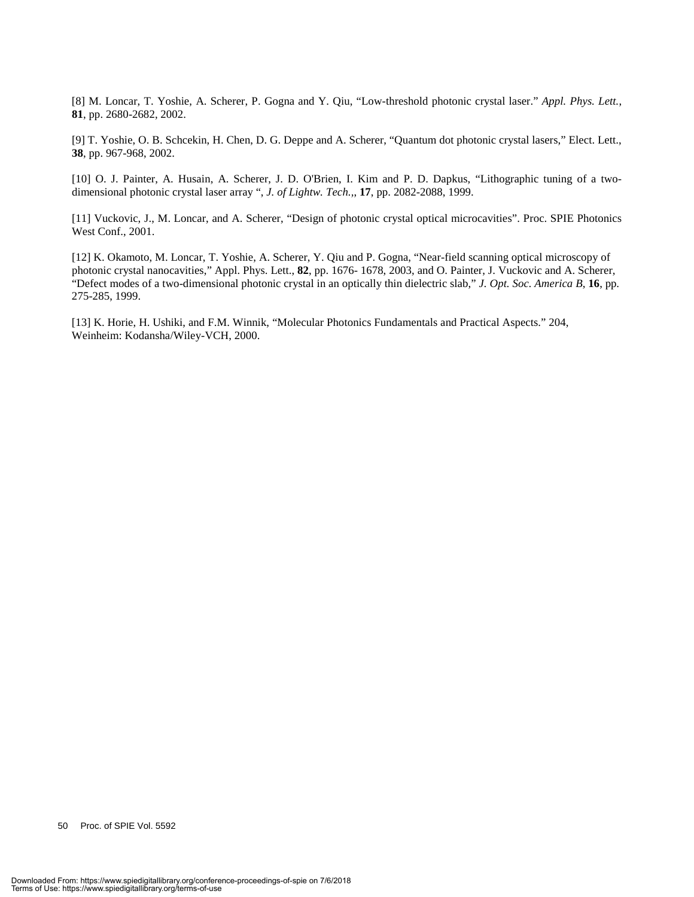[8] M. Loncar, T. Yoshie, A. Scherer, P. Gogna and Y. Qiu, “Low-threshold photonic crystal laser.” *Appl. Phys. Lett.*, **81**, pp. 2680-2682, 2002.

[9] T. Yoshie, O. B. Schcekin, H. Chen, D. G. Deppe and A. Scherer, “Quantum dot photonic crystal lasers,” Elect. Lett., **38**, pp. 967-968, 2002.

[10] O. J. Painter, A. Husain, A. Scherer, J. D. O'Brien, I. Kim and P. D. Dapkus, “Lithographic tuning of a two-dimensional photonic crystal laser array “, *J. of Lightw. Tech.*,, **17**, pp. 2082-2088, 1999.

[11] Vuckovic, J., M. Loncar, and A. Scherer, “Design of photonic crystal optical microcavities”. Proc. SPIE Photonics West Conf., 2001.

[12] K. Okamoto, M. Loncar, T. Yoshie, A. Scherer, Y. Qiu and P. Gogna, “Near-field scanning optical microscopy of photonic crystal nanocavities,” Appl. Phys. Lett., **82**, pp. 1676- 1678, 2003, and O. Painter, J. Vuckovic and A. Scherer, “Defect modes of a two-dimensional photonic crystal in an optically thin dielectric slab,” *J. Opt. Soc. America B*, **16**, pp. 275-285, 1999.

[13] K. Horie, H. Ushiki, and F.M. Winnik, “Molecular Photonics Fundamentals and Practical Aspects.” 204, Weinheim: Kodansha/Wiley-VCH, 2000.